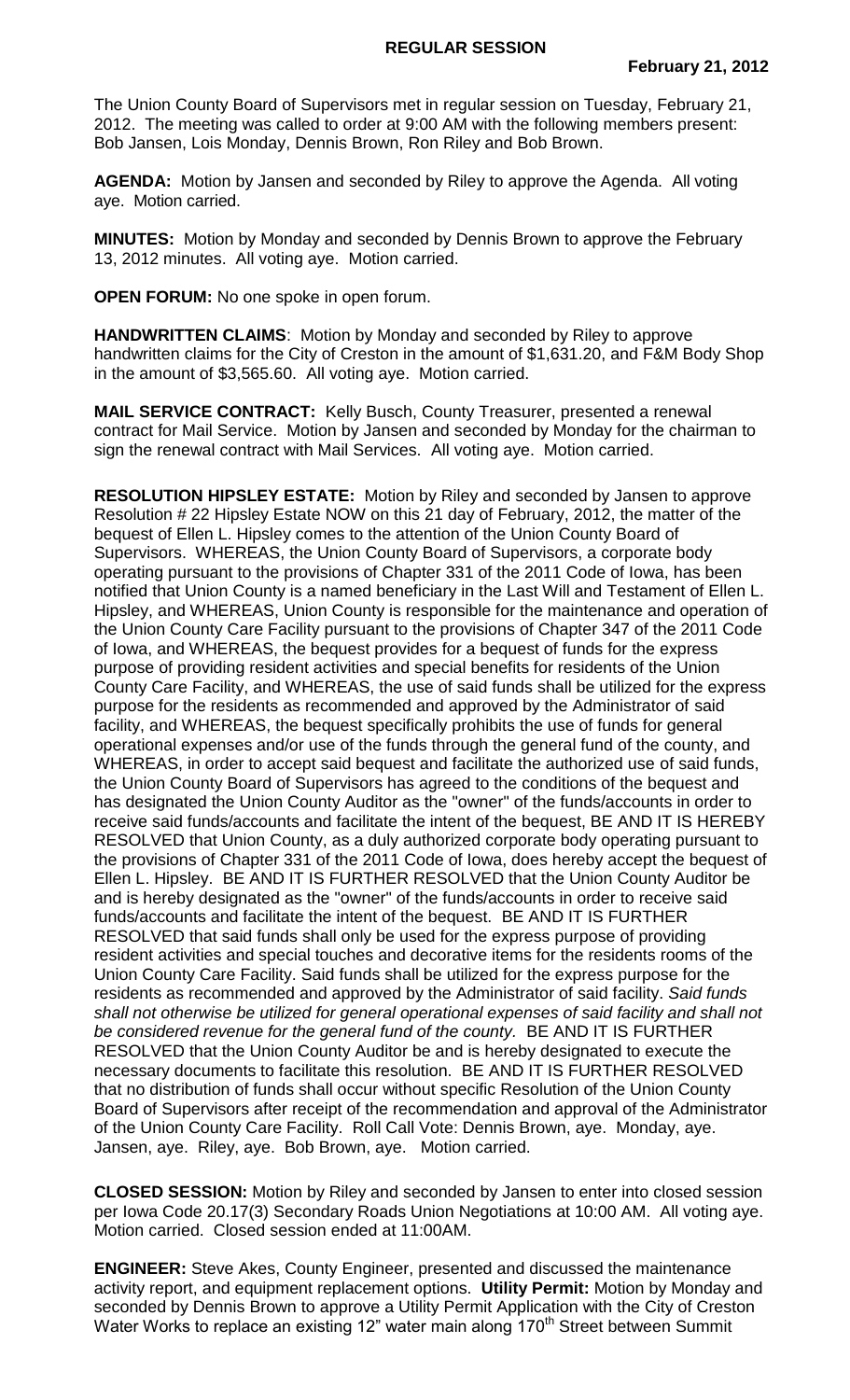## REGULAR SESSION

**February 21, 2012**

The Union County Board of Supervisors met in regular session on Tuesday, February 21, 2012. The meeting was called to order at 9:00 AM with the following members present: Bob Jansen, Lois Monday, Dennis Brown, Ron Riley and Bob Brown.

**AGENDA:** Motion by Jansen and seconded by Riley to approve the Agenda. All voting aye. Motion carried.

**MINUTES:** Motion by Monday and seconded by Dennis Brown to approve the February 13, 2012 minutes. All voting aye. Motion carried.

**OPEN FORUM:** No one spoke in open forum.

**HANDWRITTEN CLAIMS**: Motion by Monday and seconded by Riley to approve handwritten claims for the City of Creston in the amount of $1,631.20, and F&M Body Shop in the amount of $3,565.60. All voting aye. Motion carried.

**MAIL SERVICE CONTRACT:** Kelly Busch, County Treasurer, presented a renewal contract for Mail Service. Motion by Jansen and seconded by Monday for the chairman to sign the renewal contract with Mail Services. All voting aye. Motion carried.

**RESOLUTION HIPSLEY ESTATE:** Motion by Riley and seconded by Jansen to approve Resolution # 22 Hipsley Estate NOW on this 21 day of February, 2012, the matter of the bequest of Ellen L. Hipsley comes to the attention of the Union County Board of Supervisors. WHEREAS, the Union County Board of Supervisors, a corporate body operating pursuant to the provisions of Chapter 331 of the 2011 Code of Iowa, has been notified that Union County is a named beneficiary in the Last Will and Testament of Ellen L. Hipsley, and WHEREAS, Union County is responsible for the maintenance and operation of the Union County Care Facility pursuant to the provisions of Chapter 347 of the 2011 Code of Iowa, and WHEREAS, the bequest provides for a bequest of funds for the express purpose of providing resident activities and special benefits for residents of the Union County Care Facility, and WHEREAS, the use of said funds shall be utilized for the express purpose for the residents as recommended and approved by the Administrator of said facility, and WHEREAS, the bequest specifically prohibits the use of funds for general operational expenses and/or use of the funds through the general fund of the county, and WHEREAS, in order to accept said bequest and facilitate the authorized use of said funds, the Union County Board of Supervisors has agreed to the conditions of the bequest and has designated the Union County Auditor as the "owner" of the funds/accounts in order to receive said funds/accounts and facilitate the intent of the bequest, BE AND IT IS HEREBY RESOLVED that Union County, as a duly authorized corporate body operating pursuant to the provisions of Chapter 331 of the 2011 Code of Iowa, does hereby accept the bequest of Ellen L. Hipsley. BE AND IT IS FURTHER RESOLVED that the Union County Auditor be and is hereby designated as the "owner" of the funds/accounts in order to receive said funds/accounts and facilitate the intent of the bequest. BE AND IT IS FURTHER RESOLVED that said funds shall only be used for the express purpose of providing resident activities and special touches and decorative items for the residents rooms of the Union County Care Facility. Said funds shall be utilized for the express purpose for the residents as recommended and approved by the Administrator of said facility. *Said funds shall not otherwise be utilized for general operational expenses of said facility and shall not be considered revenue for the general fund of the county.* BE AND IT IS FURTHER RESOLVED that the Union County Auditor be and is hereby designated to execute the necessary documents to facilitate this resolution. BE AND IT IS FURTHER RESOLVED that no distribution of funds shall occur without specific Resolution of the Union County Board of Supervisors after receipt of the recommendation and approval of the Administrator of the Union County Care Facility. Roll Call Vote: Dennis Brown, aye. Monday, aye. Jansen, aye. Riley, aye. Bob Brown, aye. Motion carried.

**CLOSED SESSION:** Motion by Riley and seconded by Jansen to enter into closed session per Iowa Code 20.17(3) Secondary Roads Union Negotiations at 10:00 AM. All voting aye. Motion carried. Closed session ended at 11:00AM.

**ENGINEER:** Steve Akes, County Engineer, presented and discussed the maintenance activity report, and equipment replacement options. **Utility Permit:** Motion by Monday and seconded by Dennis Brown to approve a Utility Permit Application with the City of Creston Water Works to replace an existing 12" water main along 170th Street between Summit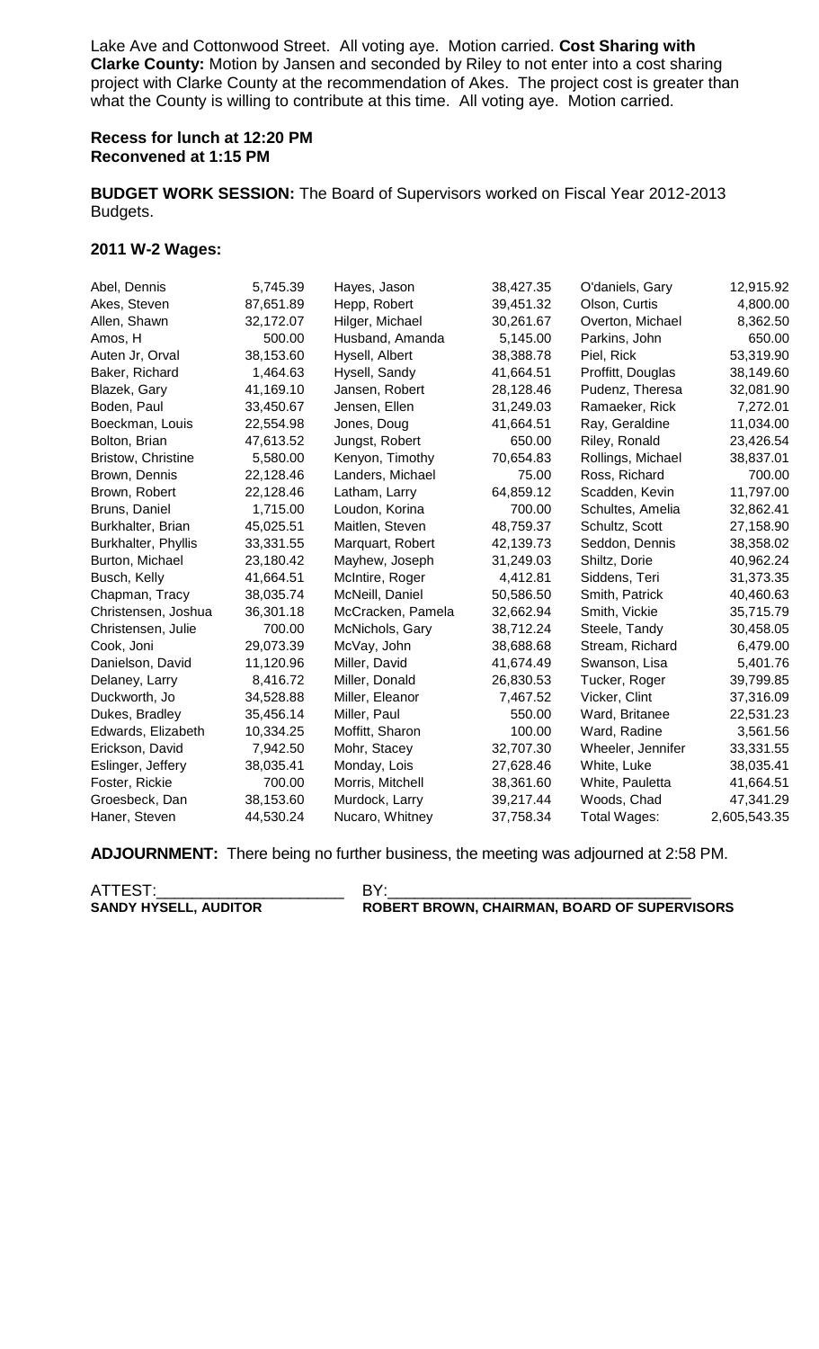Lake Ave and Cottonwood Street. All voting aye. Motion carried. **Cost Sharing with Clarke County:** Motion by Jansen and seconded by Riley to not enter into a cost sharing project with Clarke County at the recommendation of Akes. The project cost is greater than what the County is willing to contribute at this time. All voting aye. Motion carried.

**Recess for lunch at 12:20 PM**
**Reconvened at 1:15 PM**

**BUDGET WORK SESSION:** The Board of Supervisors worked on Fiscal Year 2012-2013 Budgets.

**2011 W-2 Wages:**

| | | | | | |
|---|---|---|---|---|---|
| Abel, Dennis | 5,745.39 | Hayes, Jason | 38,427.35 | O'daniels, Gary | 12,915.92 |
| Akes, Steven | 87,651.89 | Hepp, Robert | 39,451.32 | Olson, Curtis | 4,800.00 |
| Allen, Shawn | 32,172.07 | Hilger, Michael | 30,261.67 | Overton, Michael | 8,362.50 |
| Amos, H | 500.00 | Husband, Amanda | 5,145.00 | Parkins, John | 650.00 |
| Auten Jr, Orval | 38,153.60 | Hysell, Albert | 38,388.78 | Piel, Rick | 53,319.90 |
| Baker, Richard | 1,464.63 | Hysell, Sandy | 41,664.51 | Proffitt, Douglas | 38,149.60 |
| Blazek, Gary | 41,169.10 | Jansen, Robert | 28,128.46 | Pudenz, Theresa | 32,081.90 |
| Boden, Paul | 33,450.67 | Jensen, Ellen | 31,249.03 | Ramaeker, Rick | 7,272.01 |
| Boeckman, Louis | 22,554.98 | Jones, Doug | 41,664.51 | Ray, Geraldine | 11,034.00 |
| Bolton, Brian | 47,613.52 | Jungst, Robert | 650.00 | Riley, Ronald | 23,426.54 |
| Bristow, Christine | 5,580.00 | Kenyon, Timothy | 70,654.83 | Rollings, Michael | 38,837.01 |
| Brown, Dennis | 22,128.46 | Landers, Michael | 75.00 | Ross, Richard | 700.00 |
| Brown, Robert | 22,128.46 | Latham, Larry | 64,859.12 | Scadden, Kevin | 11,797.00 |
| Bruns, Daniel | 1,715.00 | Loudon, Korina | 700.00 | Schultes, Amelia | 32,862.41 |
| Burkhalter, Brian | 45,025.51 | Maitlen, Steven | 48,759.37 | Schultz, Scott | 27,158.90 |
| Burkhalter, Phyllis | 33,331.55 | Marquart, Robert | 42,139.73 | Seddon, Dennis | 38,358.02 |
| Burton, Michael | 23,180.42 | Mayhew, Joseph | 31,249.03 | Shiltz, Dorie | 40,962.24 |
| Busch, Kelly | 41,664.51 | McIntire, Roger | 4,412.81 | Siddens, Teri | 31,373.35 |
| Chapman, Tracy | 38,035.74 | McNeill, Daniel | 50,586.50 | Smith, Patrick | 40,460.63 |
| Christensen, Joshua | 36,301.18 | McCracken, Pamela | 32,662.94 | Smith, Vickie | 35,715.79 |
| Christensen, Julie | 700.00 | McNichols, Gary | 38,712.24 | Steele, Tandy | 30,458.05 |
| Cook, Joni | 29,073.39 | McVay, John | 38,688.68 | Stream, Richard | 6,479.00 |
| Danielson, David | 11,120.96 | Miller, David | 41,674.49 | Swanson, Lisa | 5,401.76 |
| Delaney, Larry | 8,416.72 | Miller, Donald | 26,830.53 | Tucker, Roger | 39,799.85 |
| Duckworth, Jo | 34,528.88 | Miller, Eleanor | 7,467.52 | Vicker, Clint | 37,316.09 |
| Dukes, Bradley | 35,456.14 | Miller, Paul | 550.00 | Ward, Britanee | 22,531.23 |
| Edwards, Elizabeth | 10,334.25 | Moffitt, Sharon | 100.00 | Ward, Radine | 3,561.56 |
| Erickson, David | 7,942.50 | Mohr, Stacey | 32,707.30 | Wheeler, Jennifer | 33,331.55 |
| Eslinger, Jeffery | 38,035.41 | Monday, Lois | 27,628.46 | White, Luke | 38,035.41 |
| Foster, Rickie | 700.00 | Morris, Mitchell | 38,361.60 | White, Pauletta | 41,664.51 |
| Groesbeck, Dan | 38,153.60 | Murdock, Larry | 39,217.44 | Woods, Chad | 47,341.29 |
| Haner, Steven | 44,530.24 | Nucaro, Whitney | 37,758.34 | Total Wages: | 2,605,543.35 |

**ADJOURNMENT:** There being no further business, the meeting was adjourned at 2:58 PM.

ATTEST:______________________ BY:___________________________________

**SANDY HYSELL, AUDITOR** **ROBERT BROWN, CHAIRMAN, BOARD OF SUPERVISORS**